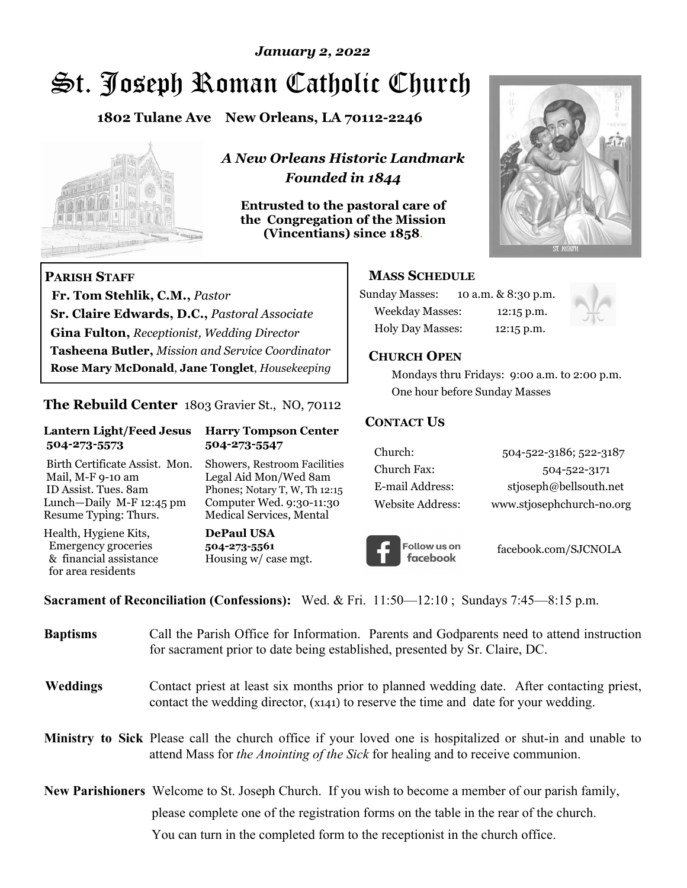*January 2, 2022*

# St. Joseph Roman Catholic Church

**1802 Tulane Ave New Orleans, LA 70112-2246**

***A New Orleans Historic Landmark***
***Founded in 1844***

**Entrusted to the pastoral care of the Congregation of the Mission (Vincentians) since 1858.**

**PARISH STAFF**

**Fr. Tom Stehlik, C.M.,** *Pastor*
**Sr. Claire Edwards, D.C.,** *Pastoral Associate*
**Gina Fulton,** *Receptionist, Wedding Director*
**Tasheena Butler,** *Mission and Service Coordinator*
**Rose Mary McDonald**, **Jane Tonglet**, *Housekeeping*

## The Rebuild Center 1803 Gravier St., NO, 70112

**Lantern Light/Feed Jesus**
**504-273-5573**

Birth Certificate Assist. Mon.
Mail, M-F 9-10 am
ID Assist. Tues. 8am
Lunch—Daily M-F 12:45 pm
Resume Typing: Thurs.

Health, Hygiene Kits, Emergency groceries & financial assistance for area residents

**Harry Tompson Center**
**504-273-5547**

Showers, Restroom Facilities
Legal Aid Mon/Wed 8am
Phones; Notary T, W, Th 12:15
Computer Wed. 9:30-11:30
Medical Services, Mental

**DePaul USA**
**504-273-5561**
Housing w/ case mgt.

**MASS SCHEDULE**

| | |
|---|---|
| Sunday Masses: | 10 a.m. & 8:30 p.m. |
| Weekday Masses: | 12:15 p.m. |
| Holy Day Masses: | 12:15 p.m. |

**CHURCH OPEN**

Mondays thru Fridays: 9:00 a.m. to 2:00 p.m.
One hour before Sunday Masses

**CONTACT US**

| | |
|---|---|
| Church: | 504-522-3186; 522-3187 |
| Church Fax: | 504-522-3171 |
| E-mail Address: | stjoseph@bellsouth.net |
| Website Address: | www.stjosephchurch-no.org |

Follow us on facebook — facebook.com/SJCNOLA

**Sacrament of Reconciliation (Confessions):** Wed. & Fri. 11:50—12:10 ; Sundays 7:45—8:15 p.m.

**Baptisms** Call the Parish Office for Information. Parents and Godparents need to attend instruction for sacrament prior to date being established, presented by Sr. Claire, DC.

**Weddings** Contact priest at least six months prior to planned wedding date. After contacting priest, contact the wedding director, (x141) to reserve the time and date for your wedding.

**Ministry to Sick** Please call the church office if your loved one is hospitalized or shut-in and unable to attend Mass for *the Anointing of the Sick* for healing and to receive communion.

**New Parishioners** Welcome to St. Joseph Church. If you wish to become a member of our parish family, please complete one of the registration forms on the table in the rear of the church. You can turn in the completed form to the receptionist in the church office.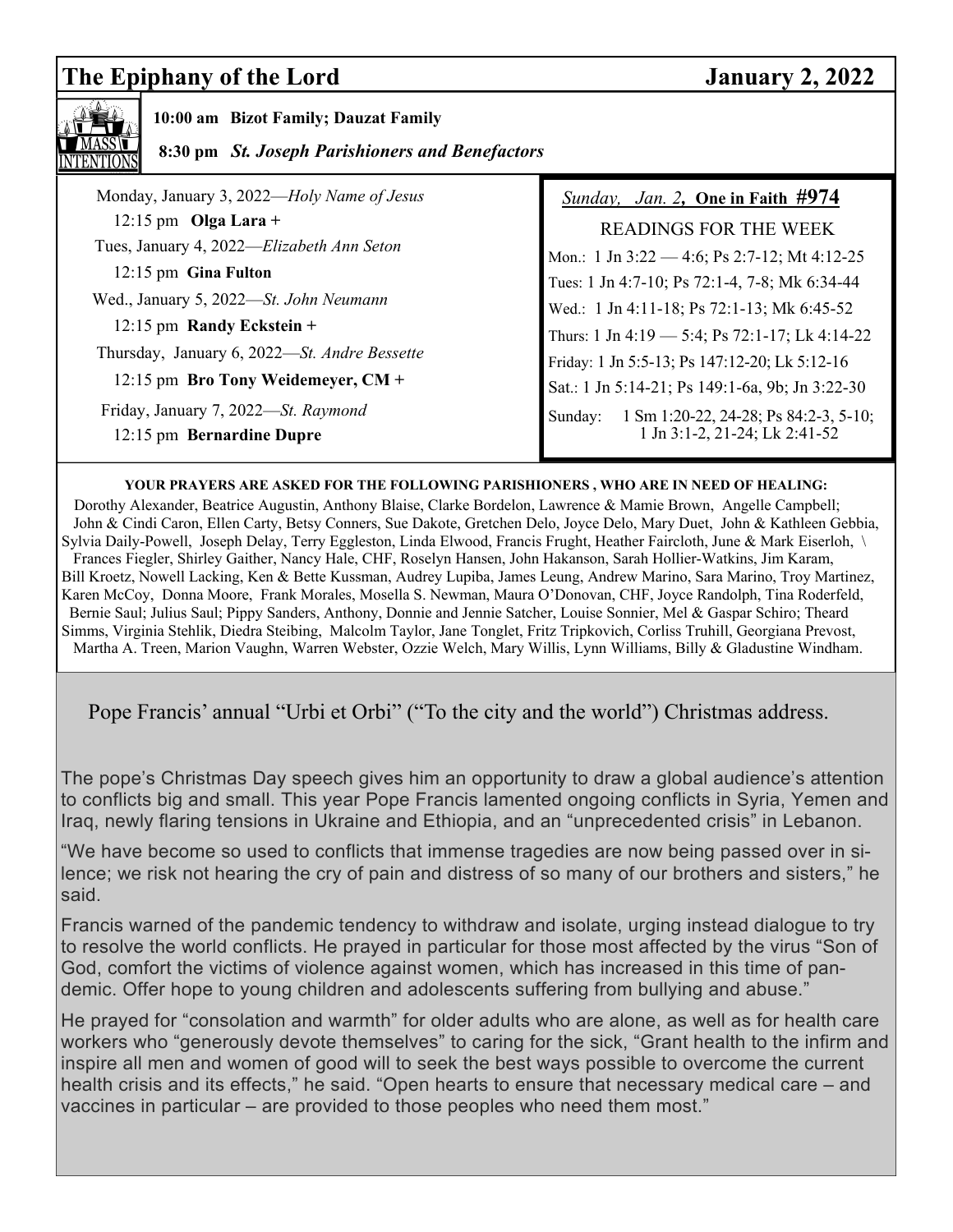## The Epiphany of the Lord — January 2, 2022

**MASS INTENTIONS**

**10:00 am Bizot Family; Dauzat Family**

**8:30 pm *St. Joseph Parishioners and Benefactors***

Monday, January 3, 2022—*Holy Name of Jesus*
12:15 pm **Olga Lara +**

Tues, January 4, 2022—*Elizabeth Ann Seton*
12:15 pm **Gina Fulton**

Wed., January 5, 2022—*St. John Neumann*
12:15 pm **Randy Eckstein +**

Thursday, January 6, 2022—*St. Andre Bessette*
12:15 pm **Bro Tony Weidemeyer, CM +**

Friday, January 7, 2022—*St. Raymond*
12:15 pm **Bernardine Dupre**

*Sunday, Jan. 2*, **One in Faith #974**

READINGS FOR THE WEEK

Mon.: 1 Jn 3:22 — 4:6; Ps 2:7-12; Mt 4:12-25
Tues: 1 Jn 4:7-10; Ps 72:1-4, 7-8; Mk 6:34-44
Wed.: 1 Jn 4:11-18; Ps 72:1-13; Mk 6:45-52
Thurs: 1 Jn 4:19 — 5:4; Ps 72:1-17; Lk 4:14-22
Friday: 1 Jn 5:5-13; Ps 147:12-20; Lk 5:12-16
Sat.: 1 Jn 5:14-21; Ps 149:1-6a, 9b; Jn 3:22-30
Sunday: 1 Sm 1:20-22, 24-28; Ps 84:2-3, 5-10; 1 Jn 3:1-2, 21-24; Lk 2:41-52

**YOUR PRAYERS ARE ASKED FOR THE FOLLOWING PARISHIONERS , WHO ARE IN NEED OF HEALING:**

Dorothy Alexander, Beatrice Augustin, Anthony Blaise, Clarke Bordelon, Lawrence & Mamie Brown, Angelle Campbell; John & Cindi Caron, Ellen Carty, Betsy Conners, Sue Dakote, Gretchen Delo, Joyce Delo, Mary Duet, John & Kathleen Gebbia, Sylvia Daily-Powell, Joseph Delay, Terry Eggleston, Linda Elwood, Francis Frught, Heather Faircloth, June & Mark Eiserloh, \ Frances Fiegler, Shirley Gaither, Nancy Hale, CHF, Roselyn Hansen, John Hakanson, Sarah Hollier-Watkins, Jim Karam, Bill Kroetz, Nowell Lacking, Ken & Bette Kussman, Audrey Lupiba, James Leung, Andrew Marino, Sara Marino, Troy Martinez, Karen McCoy, Donna Moore, Frank Morales, Mosella S. Newman, Maura O'Donovan, CHF, Joyce Randolph, Tina Roderfeld, Bernie Saul; Julius Saul; Pippy Sanders, Anthony, Donnie and Jennie Satcher, Louise Sonnier, Mel & Gaspar Schiro; Theard Simms, Virginia Stehlik, Diedra Steibing, Malcolm Taylor, Jane Tonglet, Fritz Tripkovich, Corliss Truhill, Georgiana Prevost, Martha A. Treen, Marion Vaughn, Warren Webster, Ozzie Welch, Mary Willis, Lynn Williams, Billy & Gladustine Windham.

### Pope Francis' annual "Urbi et Orbi" ("To the city and the world") Christmas address.

The pope's Christmas Day speech gives him an opportunity to draw a global audience's attention to conflicts big and small. This year Pope Francis lamented ongoing conflicts in Syria, Yemen and Iraq, newly flaring tensions in Ukraine and Ethiopia, and an "unprecedented crisis" in Lebanon.

"We have become so used to conflicts that immense tragedies are now being passed over in silence; we risk not hearing the cry of pain and distress of so many of our brothers and sisters," he said.

Francis warned of the pandemic tendency to withdraw and isolate, urging instead dialogue to try to resolve the world conflicts. He prayed in particular for those most affected by the virus "Son of God, comfort the victims of violence against women, which has increased in this time of pandemic. Offer hope to young children and adolescents suffering from bullying and abuse."

He prayed for "consolation and warmth" for older adults who are alone, as well as for health care workers who "generously devote themselves" to caring for the sick, "Grant health to the infirm and inspire all men and women of good will to seek the best ways possible to overcome the current health crisis and its effects," he said. "Open hearts to ensure that necessary medical care – and vaccines in particular – are provided to those peoples who need them most."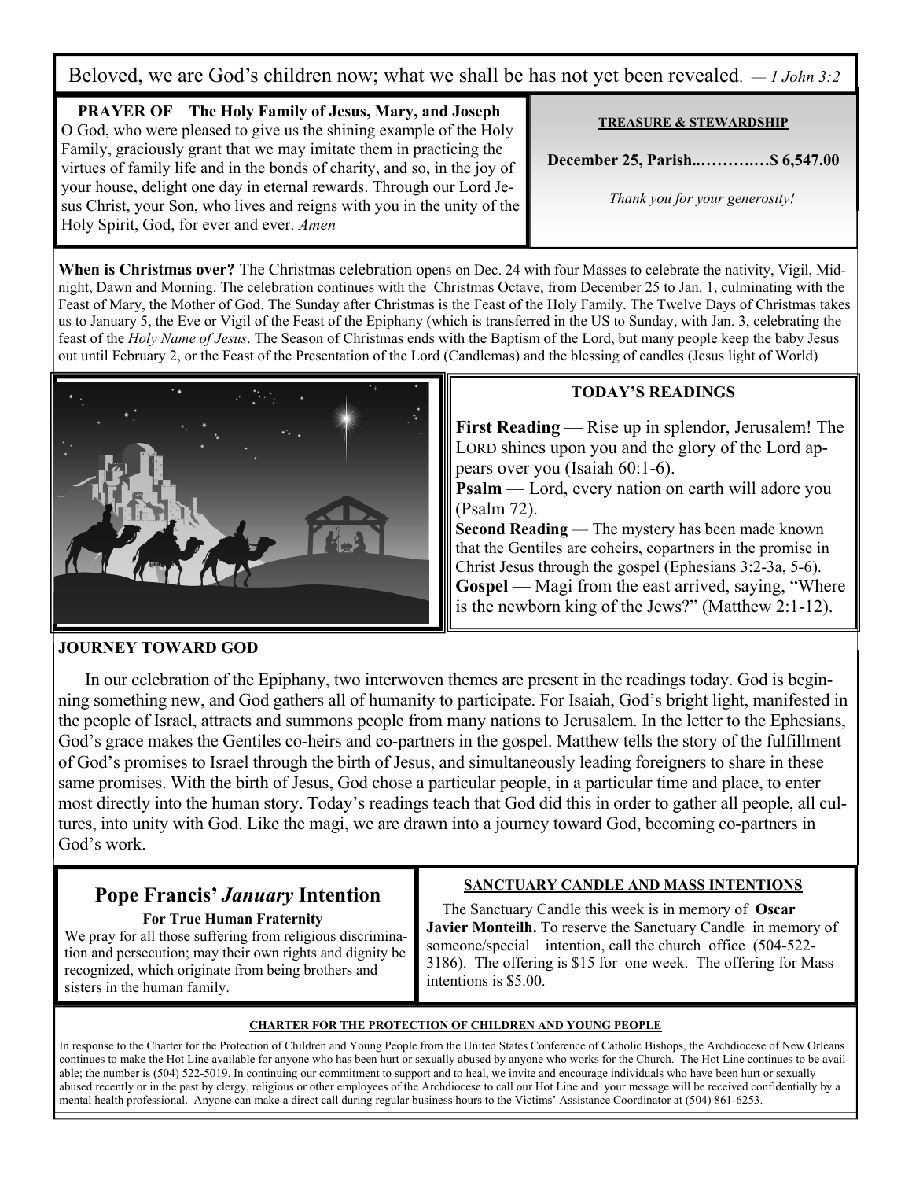Beloved, we are God's children now; what we shall be has not yet been revealed. *— 1 John 3:2*

**PRAYER OF The Holy Family of Jesus, Mary, and Joseph**

O God, who were pleased to give us the shining example of the Holy Family, graciously grant that we may imitate them in practicing the virtues of family life and in the bonds of charity, and so, in the joy of your house, delight one day in eternal rewards. Through our Lord Jesus Christ, your Son, who lives and reigns with you in the unity of the Holy Spirit, God, for ever and ever. *Amen*

**TREASURE & STEWARDSHIP**

**December 25, Parish..………..…$ 6,547.00**

*Thank you for your generosity!*

**When is Christmas over?** The Christmas celebration opens on Dec. 24 with four Masses to celebrate the nativity, Vigil, Midnight, Dawn and Morning. The celebration continues with the Christmas Octave, from December 25 to Jan. 1, culminating with the Feast of Mary, the Mother of God. The Sunday after Christmas is the Feast of the Holy Family. The Twelve Days of Christmas takes us to January 5, the Eve or Vigil of the Feast of the Epiphany (which is transferred in the US to Sunday, with Jan. 3, celebrating the feast of the *Holy Name of Jesus*. The Season of Christmas ends with the Baptism of the Lord, but many people keep the baby Jesus out until February 2, or the Feast of the Presentation of the Lord (Candlemas) and the blessing of candles (Jesus light of World)

**TODAY'S READINGS**

**First Reading** — Rise up in splendor, Jerusalem! The LORD shines upon you and the glory of the Lord appears over you (Isaiah 60:1-6).

**Psalm** — Lord, every nation on earth will adore you (Psalm 72).

**Second Reading** — The mystery has been made known that the Gentiles are coheirs, copartners in the promise in Christ Jesus through the gospel (Ephesians 3:2-3a, 5-6).

**Gospel** — Magi from the east arrived, saying, "Where is the newborn king of the Jews?" (Matthew 2:1-12).

**JOURNEY TOWARD GOD**

In our celebration of the Epiphany, two interwoven themes are present in the readings today. God is beginning something new, and God gathers all of humanity to participate. For Isaiah, God's bright light, manifested in the people of Israel, attracts and summons people from many nations to Jerusalem. In the letter to the Ephesians, God's grace makes the Gentiles co-heirs and co-partners in the gospel. Matthew tells the story of the fulfillment of God's promises to Israel through the birth of Jesus, and simultaneously leading foreigners to share in these same promises. With the birth of Jesus, God chose a particular people, in a particular time and place, to enter most directly into the human story. Today's readings teach that God did this in order to gather all people, all cultures, into unity with God. Like the magi, we are drawn into a journey toward God, becoming co-partners in God's work.

## Pope Francis' *January* Intention

**For True Human Fraternity**

We pray for all those suffering from religious discrimination and persecution; may their own rights and dignity be recognized, which originate from being brothers and sisters in the human family.

**SANCTUARY CANDLE AND MASS INTENTIONS**

The Sanctuary Candle this week is in memory of **Oscar Javier Monteilh.** To reserve the Sanctuary Candle in memory of someone/special intention, call the church office (504-522-3186). The offering is $15 for one week. The offering for Mass intentions is $5.00.

**CHARTER FOR THE PROTECTION OF CHILDREN AND YOUNG PEOPLE**

In response to the Charter for the Protection of Children and Young People from the United States Conference of Catholic Bishops, the Archdiocese of New Orleans continues to make the Hot Line available for anyone who has been hurt or sexually abused by anyone who works for the Church. The Hot Line continues to be available; the number is (504) 522-5019. In continuing our commitment to support and to heal, we invite and encourage individuals who have been hurt or sexually abused recently or in the past by clergy, religious or other employees of the Archdiocese to call our Hot Line and your message will be received confidentially by a mental health professional. Anyone can make a direct call during regular business hours to the Victims' Assistance Coordinator at (504) 861-6253.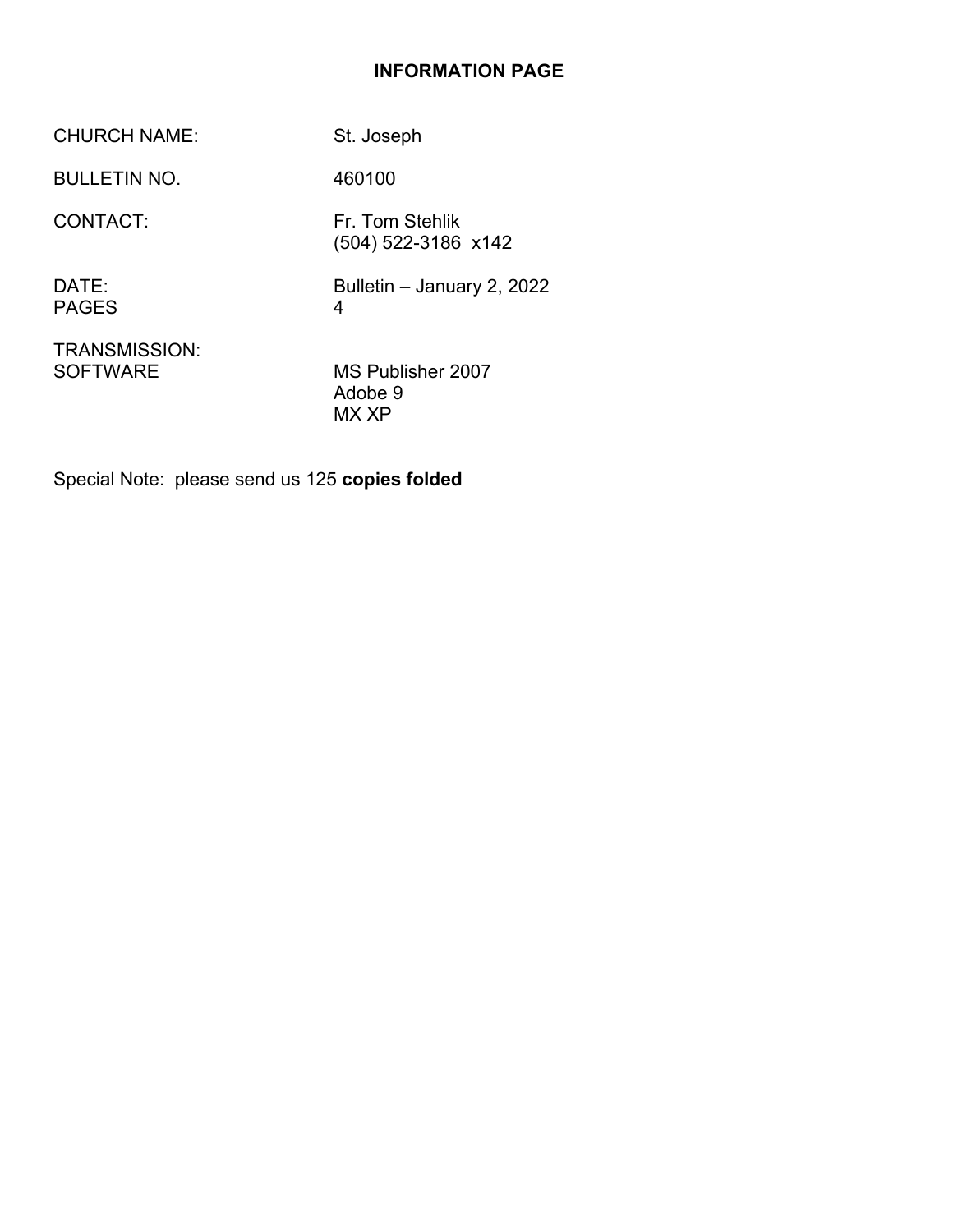# INFORMATION PAGE

| | |
|---|---|
| CHURCH NAME: | St. Joseph |
| BULLETIN NO. | 460100 |
| CONTACT: | Fr. Tom Stehlik<br>(504) 522-3186 x142 |
| DATE:<br>PAGES | Bulletin – January 2, 2022<br>4 |
| TRANSMISSION:<br>SOFTWARE | MS Publisher 2007<br>Adobe 9<br>MX XP |

Special Note: please send us 125 **copies folded**